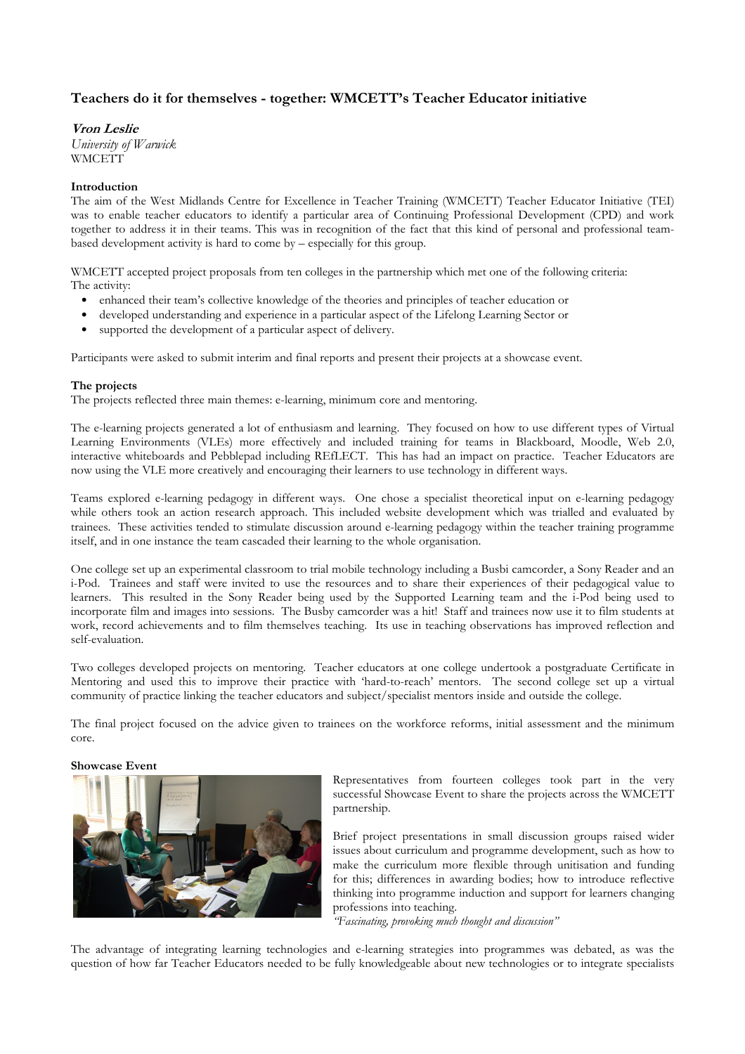# Teachers do it for themselves - together: WMCETT's Teacher Educator initiative

***Vron Leslie***
*University of Warwick*
WMCETT

### Introduction

The aim of the West Midlands Centre for Excellence in Teacher Training (WMCETT) Teacher Educator Initiative (TEI) was to enable teacher educators to identify a particular area of Continuing Professional Development (CPD) and work together to address it in their teams. This was in recognition of the fact that this kind of personal and professional team-based development activity is hard to come by – especially for this group.

WMCETT accepted project proposals from ten colleges in the partnership which met one of the following criteria:
The activity:

- enhanced their team's collective knowledge of the theories and principles of teacher education or
- developed understanding and experience in a particular aspect of the Lifelong Learning Sector or
- supported the development of a particular aspect of delivery.

Participants were asked to submit interim and final reports and present their projects at a showcase event.

### The projects

The projects reflected three main themes: e-learning, minimum core and mentoring.

The e-learning projects generated a lot of enthusiasm and learning. They focused on how to use different types of Virtual Learning Environments (VLEs) more effectively and included training for teams in Blackboard, Moodle, Web 2.0, interactive whiteboards and Pebblepad including REfLECT. This has had an impact on practice. Teacher Educators are now using the VLE more creatively and encouraging their learners to use technology in different ways.

Teams explored e-learning pedagogy in different ways. One chose a specialist theoretical input on e-learning pedagogy while others took an action research approach. This included website development which was trialled and evaluated by trainees. These activities tended to stimulate discussion around e-learning pedagogy within the teacher training programme itself, and in one instance the team cascaded their learning to the whole organisation.

One college set up an experimental classroom to trial mobile technology including a Busbi camcorder, a Sony Reader and an i-Pod. Trainees and staff were invited to use the resources and to share their experiences of their pedagogical value to learners. This resulted in the Sony Reader being used by the Supported Learning team and the i-Pod being used to incorporate film and images into sessions. The Busby camcorder was a hit! Staff and trainees now use it to film students at work, record achievements and to film themselves teaching. Its use in teaching observations has improved reflection and self-evaluation.

Two colleges developed projects on mentoring. Teacher educators at one college undertook a postgraduate Certificate in Mentoring and used this to improve their practice with 'hard-to-reach' mentors. The second college set up a virtual community of practice linking the teacher educators and subject/specialist mentors inside and outside the college.

The final project focused on the advice given to trainees on the workforce reforms, initial assessment and the minimum core.

### Showcase Event

Representatives from fourteen colleges took part in the very successful Showcase Event to share the projects across the WMCETT partnership.

Brief project presentations in small discussion groups raised wider issues about curriculum and programme development, such as how to make the curriculum more flexible through unitisation and funding for this; differences in awarding bodies; how to introduce reflective thinking into programme induction and support for learners changing professions into teaching.

*"Fascinating, provoking much thought and discussion"*

The advantage of integrating learning technologies and e-learning strategies into programmes was debated, as was the question of how far Teacher Educators needed to be fully knowledgeable about new technologies or to integrate specialists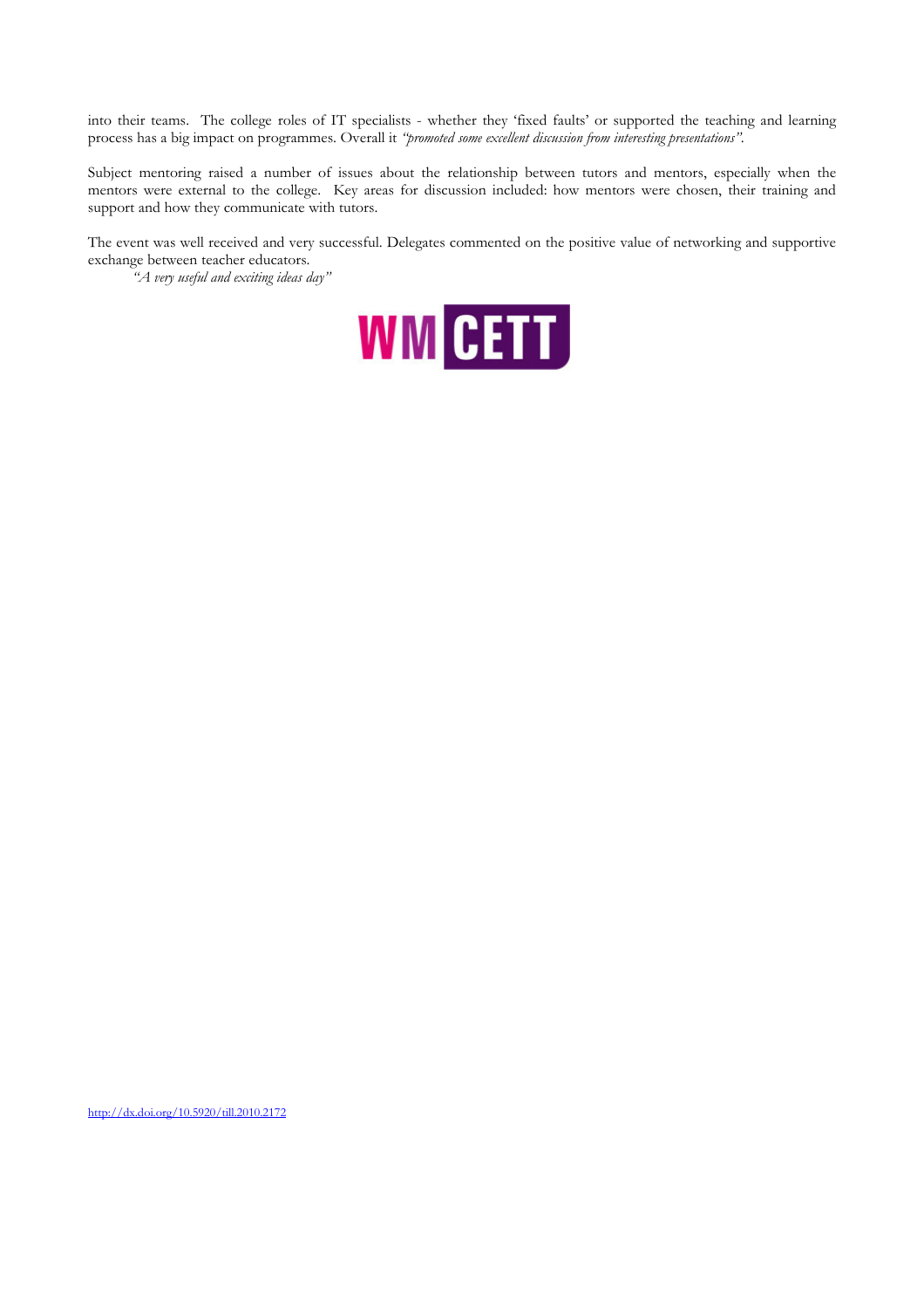into their teams. The college roles of IT specialists - whether they 'fixed faults' or supported the teaching and learning process has a big impact on programmes. Overall it *"promoted some excellent discussion from interesting presentations"*.

Subject mentoring raised a number of issues about the relationship between tutors and mentors, especially when the mentors were external to the college. Key areas for discussion included: how mentors were chosen, their training and support and how they communicate with tutors.

The event was well received and very successful. Delegates commented on the positive value of networking and supportive exchange between teacher educators.

*"A very useful and exciting ideas day"*

WM CETT

http://dx.doi.org/10.5920/till.2010.2172